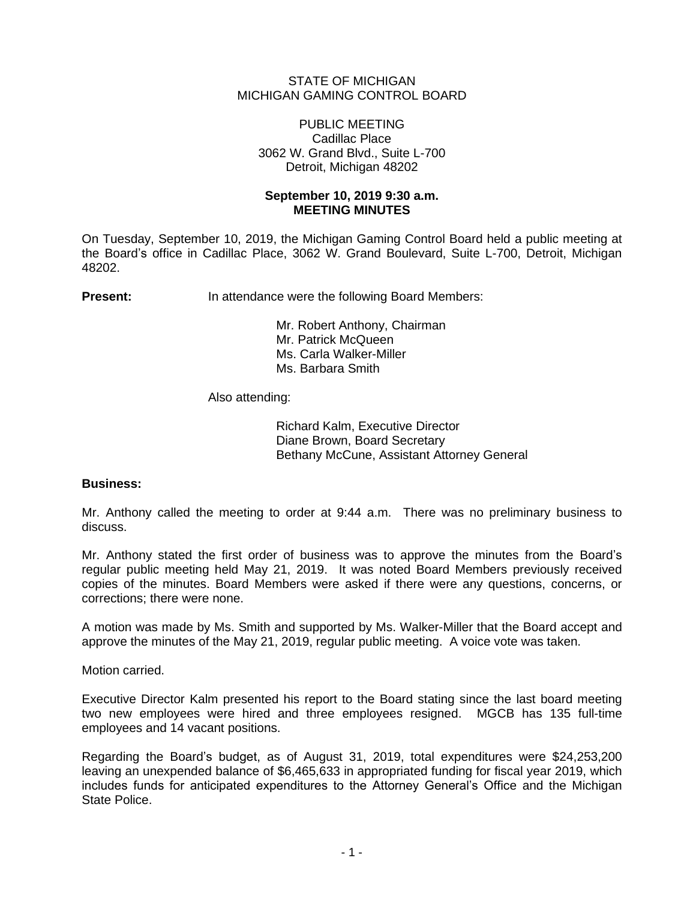STATE OF MICHIGAN
MICHIGAN GAMING CONTROL BOARD

PUBLIC MEETING
Cadillac Place
3062 W. Grand Blvd., Suite L-700
Detroit, Michigan 48202

**September 10, 2019 9:30 a.m.**
**MEETING MINUTES**

On Tuesday, September 10, 2019, the Michigan Gaming Control Board held a public meeting at the Board's office in Cadillac Place, 3062 W. Grand Boulevard, Suite L-700, Detroit, Michigan 48202.

**Present:** In attendance were the following Board Members:

Mr. Robert Anthony, Chairman
Mr. Patrick McQueen
Ms. Carla Walker-Miller
Ms. Barbara Smith

Also attending:

Richard Kalm, Executive Director
Diane Brown, Board Secretary
Bethany McCune, Assistant Attorney General

**Business:**

Mr. Anthony called the meeting to order at 9:44 a.m. There was no preliminary business to discuss.

Mr. Anthony stated the first order of business was to approve the minutes from the Board's regular public meeting held May 21, 2019. It was noted Board Members previously received copies of the minutes. Board Members were asked if there were any questions, concerns, or corrections; there were none.

A motion was made by Ms. Smith and supported by Ms. Walker-Miller that the Board accept and approve the minutes of the May 21, 2019, regular public meeting. A voice vote was taken.

Motion carried.

Executive Director Kalm presented his report to the Board stating since the last board meeting two new employees were hired and three employees resigned. MGCB has 135 full-time employees and 14 vacant positions.

Regarding the Board's budget, as of August 31, 2019, total expenditures were $24,253,200 leaving an unexpended balance of $6,465,633 in appropriated funding for fiscal year 2019, which includes funds for anticipated expenditures to the Attorney General's Office and the Michigan State Police.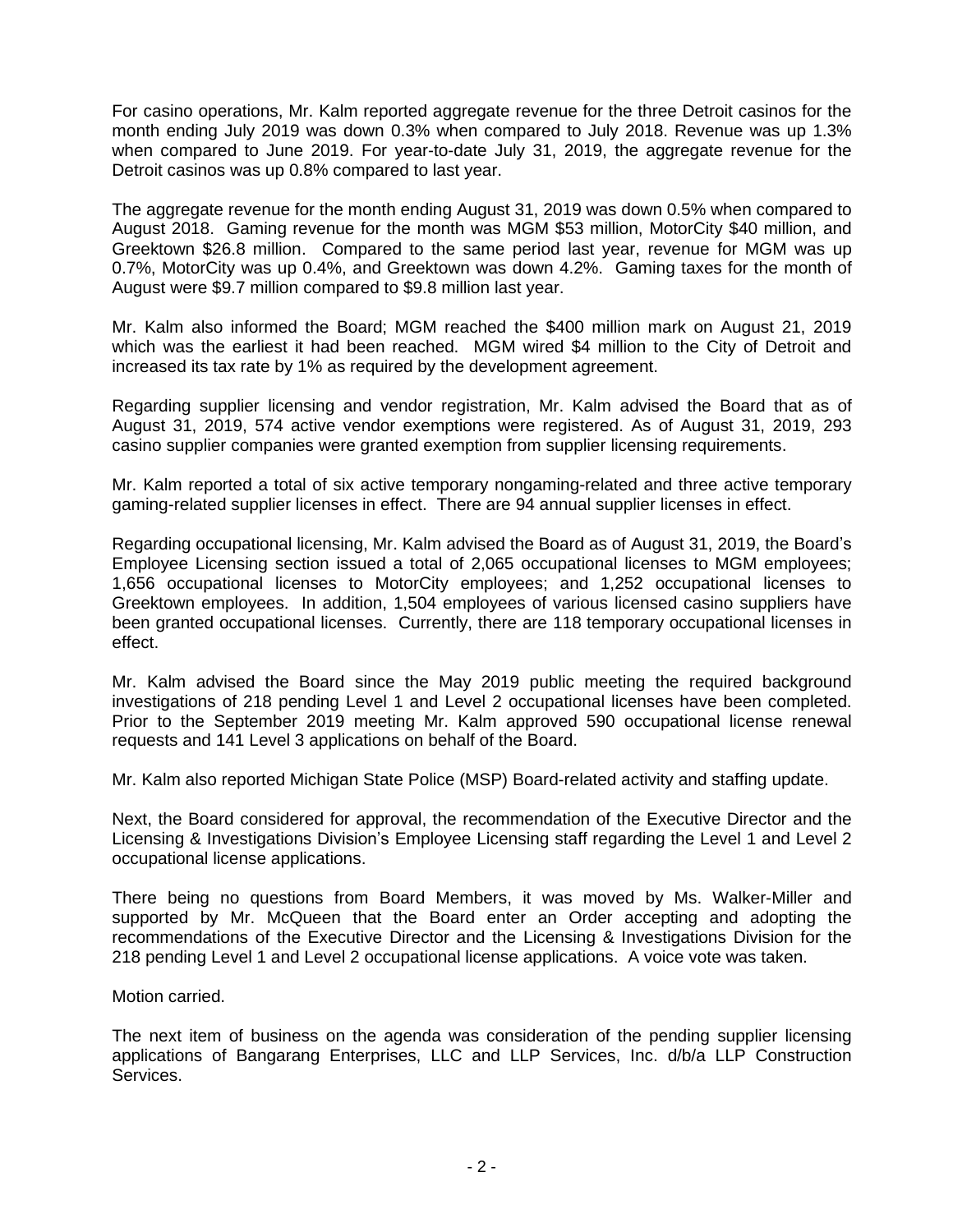For casino operations, Mr. Kalm reported aggregate revenue for the three Detroit casinos for the month ending July 2019 was down 0.3% when compared to July 2018. Revenue was up 1.3% when compared to June 2019. For year-to-date July 31, 2019, the aggregate revenue for the Detroit casinos was up 0.8% compared to last year.

The aggregate revenue for the month ending August 31, 2019 was down 0.5% when compared to August 2018. Gaming revenue for the month was MGM $53 million, MotorCity $40 million, and Greektown $26.8 million. Compared to the same period last year, revenue for MGM was up 0.7%, MotorCity was up 0.4%, and Greektown was down 4.2%. Gaming taxes for the month of August were $9.7 million compared to $9.8 million last year.

Mr. Kalm also informed the Board; MGM reached the $400 million mark on August 21, 2019 which was the earliest it had been reached. MGM wired $4 million to the City of Detroit and increased its tax rate by 1% as required by the development agreement.

Regarding supplier licensing and vendor registration, Mr. Kalm advised the Board that as of August 31, 2019, 574 active vendor exemptions were registered. As of August 31, 2019, 293 casino supplier companies were granted exemption from supplier licensing requirements.

Mr. Kalm reported a total of six active temporary nongaming-related and three active temporary gaming-related supplier licenses in effect. There are 94 annual supplier licenses in effect.

Regarding occupational licensing, Mr. Kalm advised the Board as of August 31, 2019, the Board's Employee Licensing section issued a total of 2,065 occupational licenses to MGM employees; 1,656 occupational licenses to MotorCity employees; and 1,252 occupational licenses to Greektown employees. In addition, 1,504 employees of various licensed casino suppliers have been granted occupational licenses. Currently, there are 118 temporary occupational licenses in effect.

Mr. Kalm advised the Board since the May 2019 public meeting the required background investigations of 218 pending Level 1 and Level 2 occupational licenses have been completed. Prior to the September 2019 meeting Mr. Kalm approved 590 occupational license renewal requests and 141 Level 3 applications on behalf of the Board.

Mr. Kalm also reported Michigan State Police (MSP) Board-related activity and staffing update.

Next, the Board considered for approval, the recommendation of the Executive Director and the Licensing & Investigations Division's Employee Licensing staff regarding the Level 1 and Level 2 occupational license applications.

There being no questions from Board Members, it was moved by Ms. Walker-Miller and supported by Mr. McQueen that the Board enter an Order accepting and adopting the recommendations of the Executive Director and the Licensing & Investigations Division for the 218 pending Level 1 and Level 2 occupational license applications. A voice vote was taken.

Motion carried.

The next item of business on the agenda was consideration of the pending supplier licensing applications of Bangarang Enterprises, LLC and LLP Services, Inc. d/b/a LLP Construction Services.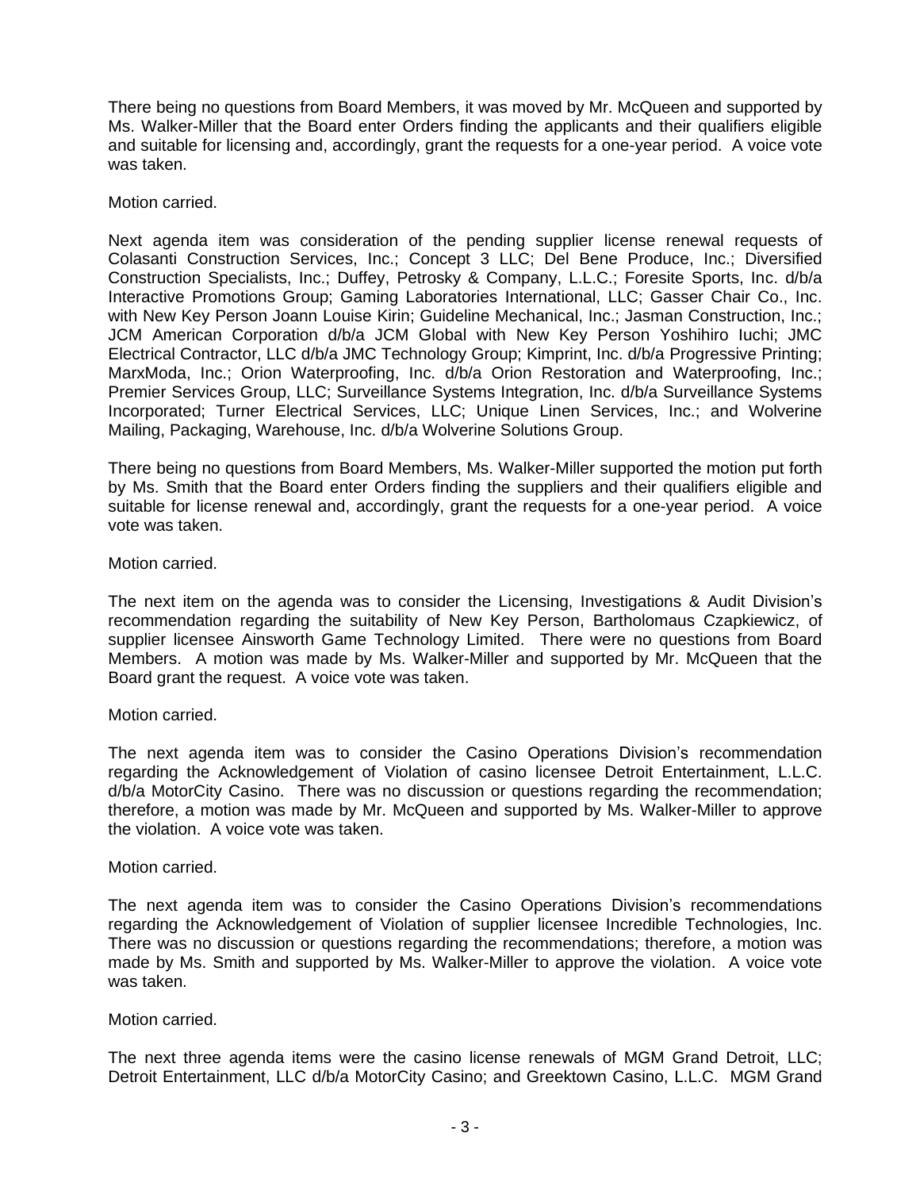There being no questions from Board Members, it was moved by Mr. McQueen and supported by Ms. Walker-Miller that the Board enter Orders finding the applicants and their qualifiers eligible and suitable for licensing and, accordingly, grant the requests for a one-year period. A voice vote was taken.

Motion carried.

Next agenda item was consideration of the pending supplier license renewal requests of Colasanti Construction Services, Inc.; Concept 3 LLC; Del Bene Produce, Inc.; Diversified Construction Specialists, Inc.; Duffey, Petrosky & Company, L.L.C.; Foresite Sports, Inc. d/b/a Interactive Promotions Group; Gaming Laboratories International, LLC; Gasser Chair Co., Inc. with New Key Person Joann Louise Kirin; Guideline Mechanical, Inc.; Jasman Construction, Inc.; JCM American Corporation d/b/a JCM Global with New Key Person Yoshihiro Iuchi; JMC Electrical Contractor, LLC d/b/a JMC Technology Group; Kimprint, Inc. d/b/a Progressive Printing; MarxModa, Inc.; Orion Waterproofing, Inc. d/b/a Orion Restoration and Waterproofing, Inc.; Premier Services Group, LLC; Surveillance Systems Integration, Inc. d/b/a Surveillance Systems Incorporated; Turner Electrical Services, LLC; Unique Linen Services, Inc.; and Wolverine Mailing, Packaging, Warehouse, Inc. d/b/a Wolverine Solutions Group.

There being no questions from Board Members, Ms. Walker-Miller supported the motion put forth by Ms. Smith that the Board enter Orders finding the suppliers and their qualifiers eligible and suitable for license renewal and, accordingly, grant the requests for a one-year period. A voice vote was taken.

Motion carried.

The next item on the agenda was to consider the Licensing, Investigations & Audit Division's recommendation regarding the suitability of New Key Person, Bartholomaus Czapkiewicz, of supplier licensee Ainsworth Game Technology Limited. There were no questions from Board Members. A motion was made by Ms. Walker-Miller and supported by Mr. McQueen that the Board grant the request. A voice vote was taken.

Motion carried.

The next agenda item was to consider the Casino Operations Division's recommendation regarding the Acknowledgement of Violation of casino licensee Detroit Entertainment, L.L.C. d/b/a MotorCity Casino. There was no discussion or questions regarding the recommendation; therefore, a motion was made by Mr. McQueen and supported by Ms. Walker-Miller to approve the violation. A voice vote was taken.

Motion carried.

The next agenda item was to consider the Casino Operations Division's recommendations regarding the Acknowledgement of Violation of supplier licensee Incredible Technologies, Inc. There was no discussion or questions regarding the recommendations; therefore, a motion was made by Ms. Smith and supported by Ms. Walker-Miller to approve the violation. A voice vote was taken.

Motion carried.

The next three agenda items were the casino license renewals of MGM Grand Detroit, LLC; Detroit Entertainment, LLC d/b/a MotorCity Casino; and Greektown Casino, L.L.C. MGM Grand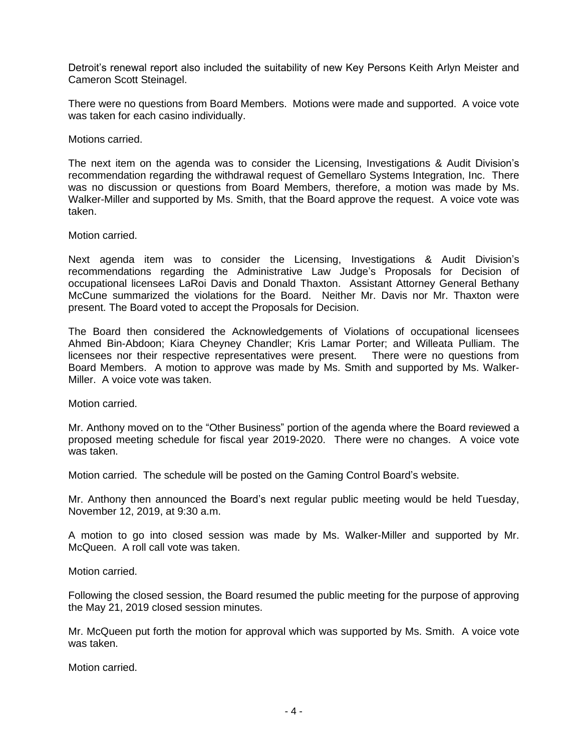Detroit's renewal report also included the suitability of new Key Persons Keith Arlyn Meister and Cameron Scott Steinagel.

There were no questions from Board Members. Motions were made and supported. A voice vote was taken for each casino individually.

Motions carried.

The next item on the agenda was to consider the Licensing, Investigations & Audit Division's recommendation regarding the withdrawal request of Gemellaro Systems Integration, Inc. There was no discussion or questions from Board Members, therefore, a motion was made by Ms. Walker-Miller and supported by Ms. Smith, that the Board approve the request. A voice vote was taken.

Motion carried.

Next agenda item was to consider the Licensing, Investigations & Audit Division's recommendations regarding the Administrative Law Judge's Proposals for Decision of occupational licensees LaRoi Davis and Donald Thaxton. Assistant Attorney General Bethany McCune summarized the violations for the Board. Neither Mr. Davis nor Mr. Thaxton were present. The Board voted to accept the Proposals for Decision.

The Board then considered the Acknowledgements of Violations of occupational licensees Ahmed Bin-Abdoon; Kiara Cheyney Chandler; Kris Lamar Porter; and Willeata Pulliam. The licensees nor their respective representatives were present. There were no questions from Board Members. A motion to approve was made by Ms. Smith and supported by Ms. Walker-Miller. A voice vote was taken.

Motion carried.

Mr. Anthony moved on to the "Other Business" portion of the agenda where the Board reviewed a proposed meeting schedule for fiscal year 2019-2020. There were no changes. A voice vote was taken.

Motion carried. The schedule will be posted on the Gaming Control Board's website.

Mr. Anthony then announced the Board's next regular public meeting would be held Tuesday, November 12, 2019, at 9:30 a.m.

A motion to go into closed session was made by Ms. Walker-Miller and supported by Mr. McQueen. A roll call vote was taken.

Motion carried.

Following the closed session, the Board resumed the public meeting for the purpose of approving the May 21, 2019 closed session minutes.

Mr. McQueen put forth the motion for approval which was supported by Ms. Smith. A voice vote was taken.

Motion carried.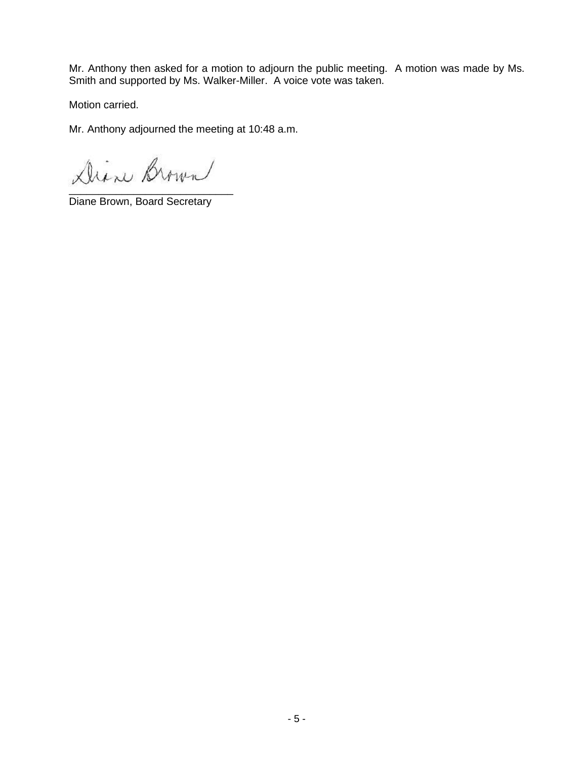Mr. Anthony then asked for a motion to adjourn the public meeting. A motion was made by Ms. Smith and supported by Ms. Walker-Miller. A voice vote was taken.

Motion carried.

Mr. Anthony adjourned the meeting at 10:48 a.m.

Diane Brown

\_\_\_\_\_\_\_\_\_\_\_\_\_\_\_\_\_\_\_\_\_\_\_\_\_\_\_\_\_\_

Diane Brown, Board Secretary